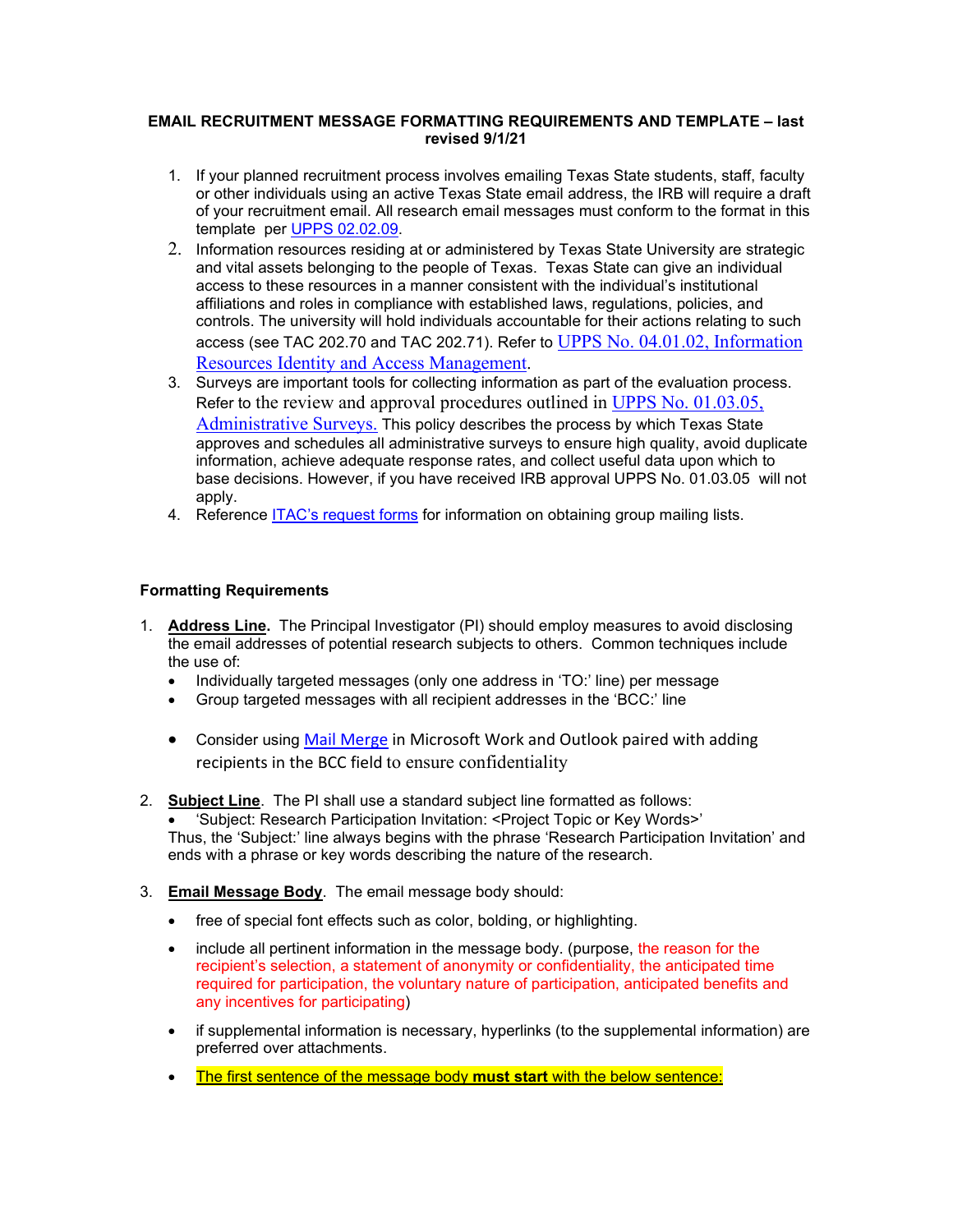**EMAIL RECRUITMENT MESSAGE FORMATTING REQUIREMENTS AND TEMPLATE – last revised 9/1/21**

1. If your planned recruitment process involves emailing Texas State students, staff, faculty or other individuals using an active Texas State email address, the IRB will require a draft of your recruitment email. All research email messages must conform to the format in this template per UPPS 02.02.09.
2. Information resources residing at or administered by Texas State University are strategic and vital assets belonging to the people of Texas. Texas State can give an individual access to these resources in a manner consistent with the individual's institutional affiliations and roles in compliance with established laws, regulations, policies, and controls. The university will hold individuals accountable for their actions relating to such access (see TAC 202.70 and TAC 202.71). Refer to UPPS No. 04.01.02, Information Resources Identity and Access Management.
3. Surveys are important tools for collecting information as part of the evaluation process. Refer to the review and approval procedures outlined in UPPS No. 01.03.05, Administrative Surveys. This policy describes the process by which Texas State approves and schedules all administrative surveys to ensure high quality, avoid duplicate information, achieve adequate response rates, and collect useful data upon which to base decisions. However, if you have received IRB approval UPPS No. 01.03.05 will not apply.
4. Reference ITAC's request forms for information on obtaining group mailing lists.

**Formatting Requirements**

1. **Address Line.** The Principal Investigator (PI) should employ measures to avoid disclosing the email addresses of potential research subjects to others. Common techniques include the use of:
   - Individually targeted messages (only one address in 'TO:' line) per message
   - Group targeted messages with all recipient addresses in the 'BCC:' line
   - Consider using Mail Merge in Microsoft Work and Outlook paired with adding recipients in the BCC field to ensure confidentiality

2. **Subject Line**. The PI shall use a standard subject line formatted as follows:
   - 'Subject: Research Participation Invitation: <Project Topic or Key Words>'

   Thus, the 'Subject:' line always begins with the phrase 'Research Participation Invitation' and ends with a phrase or key words describing the nature of the research.

3. **Email Message Body**. The email message body should:
   - free of special font effects such as color, bolding, or highlighting.
   - include all pertinent information in the message body. (purpose, the reason for the recipient's selection, a statement of anonymity or confidentiality, the anticipated time required for participation, the voluntary nature of participation, anticipated benefits and any incentives for participating)
   - if supplemental information is necessary, hyperlinks (to the supplemental information) are preferred over attachments.
   - The first sentence of the message body **must start** with the below sentence: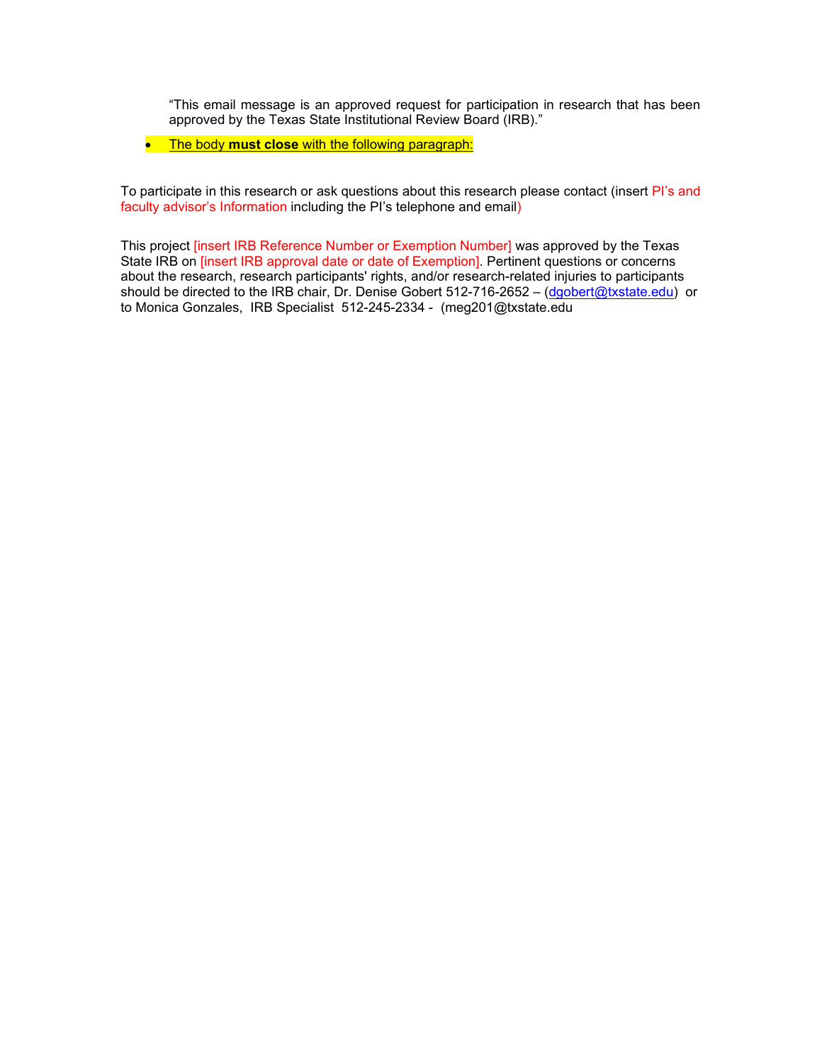"This email message is an approved request for participation in research that has been approved by the Texas State Institutional Review Board (IRB)."

- <u>The body **must close** with the following paragraph:</u>

To participate in this research or ask questions about this research please contact (insert PI's and faculty advisor's Information including the PI's telephone and email)

This project [insert IRB Reference Number or Exemption Number] was approved by the Texas State IRB on [insert IRB approval date or date of Exemption]. Pertinent questions or concerns about the research, research participants' rights, and/or research-related injuries to participants should be directed to the IRB chair, Dr. Denise Gobert 512-716-2652 – (dgobert@txstate.edu) or to Monica Gonzales, IRB Specialist 512-245-2334 - (meg201@txstate.edu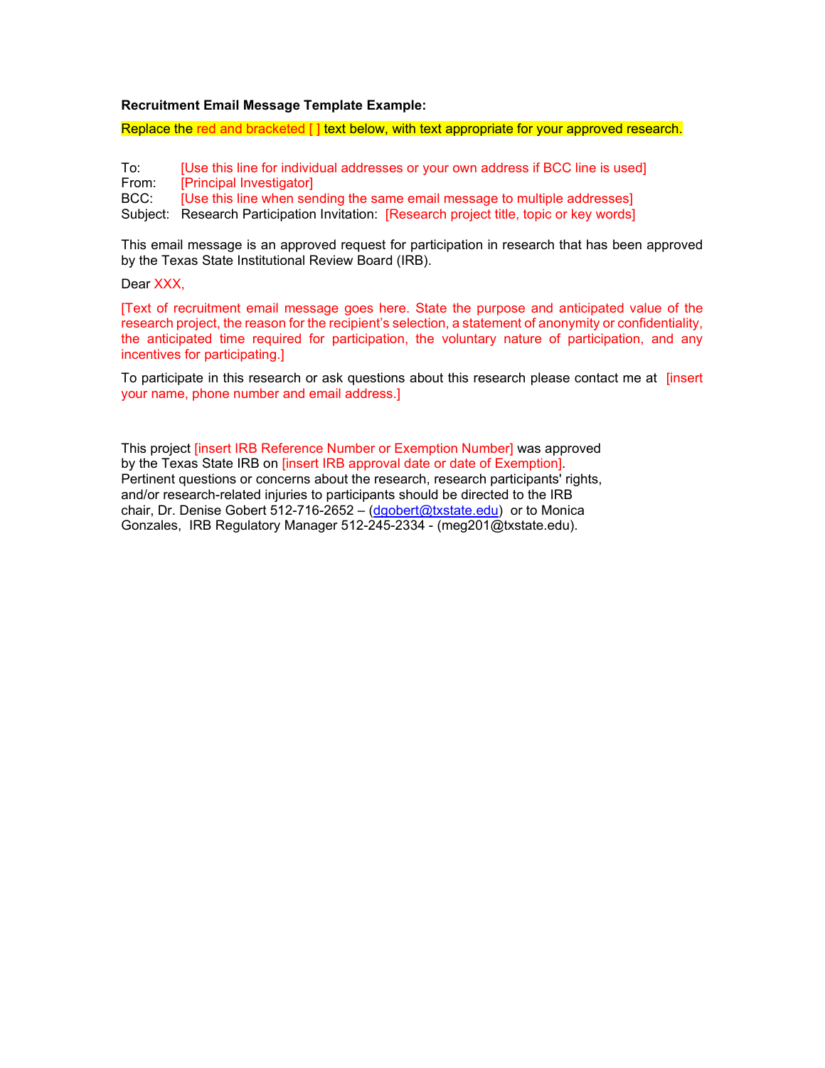**Recruitment Email Message Template Example:**

Replace the red and bracketed [ ] text below, with text appropriate for your approved research.

To: [Use this line for individual addresses or your own address if BCC line is used]
From: [Principal Investigator]
BCC: [Use this line when sending the same email message to multiple addresses]
Subject: Research Participation Invitation: [Research project title, topic or key words]

This email message is an approved request for participation in research that has been approved by the Texas State Institutional Review Board (IRB).

Dear XXX,

[Text of recruitment email message goes here. State the purpose and anticipated value of the research project, the reason for the recipient's selection, a statement of anonymity or confidentiality, the anticipated time required for participation, the voluntary nature of participation, and any incentives for participating.]

To participate in this research or ask questions about this research please contact me at [insert your name, phone number and email address.]

This project [insert IRB Reference Number or Exemption Number] was approved by the Texas State IRB on [insert IRB approval date or date of Exemption]. Pertinent questions or concerns about the research, research participants' rights, and/or research-related injuries to participants should be directed to the IRB chair, Dr. Denise Gobert 512-716-2652 – (dgobert@txstate.edu) or to Monica Gonzales, IRB Regulatory Manager 512-245-2334 - (meg201@txstate.edu).